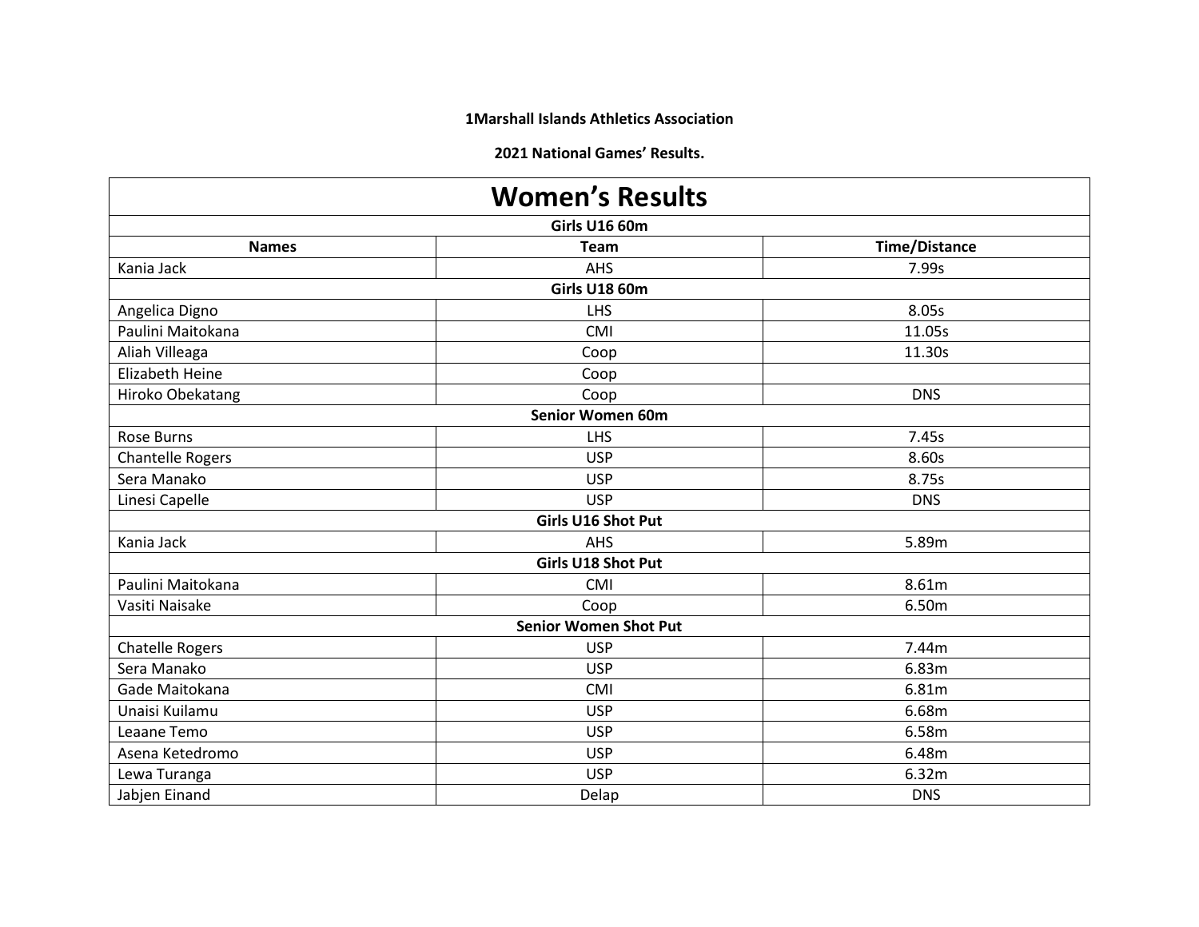**1Marshall Islands Athletics Association**

**2021 National Games' Results.**

| Women's Results | | |
|---|---|---|
| **Girls U16 60m** | | |
| **Names** | **Team** | **Time/Distance** |
| Kania Jack | AHS | 7.99s |
| **Girls U18 60m** | | |
| Angelica Digno | LHS | 8.05s |
| Paulini Maitokana | CMI | 11.05s |
| Aliah Villeaga | Coop | 11.30s |
| Elizabeth Heine | Coop | |
| Hiroko Obekatang | Coop | DNS |
| **Senior Women 60m** | | |
| Rose Burns | LHS | 7.45s |
| Chantelle Rogers | USP | 8.60s |
| Sera Manako | USP | 8.75s |
| Linesi Capelle | USP | DNS |
| **Girls U16 Shot Put** | | |
| Kania Jack | AHS | 5.89m |
| **Girls U18 Shot Put** | | |
| Paulini Maitokana | CMI | 8.61m |
| Vasiti Naisake | Coop | 6.50m |
| **Senior Women Shot Put** | | |
| Chatelle Rogers | USP | 7.44m |
| Sera Manako | USP | 6.83m |
| Gade Maitokana | CMI | 6.81m |
| Unaisi Kuilamu | USP | 6.68m |
| Leaane Temo | USP | 6.58m |
| Asena Ketedromo | USP | 6.48m |
| Lewa Turanga | USP | 6.32m |
| Jabjen Einand | Delap | DNS |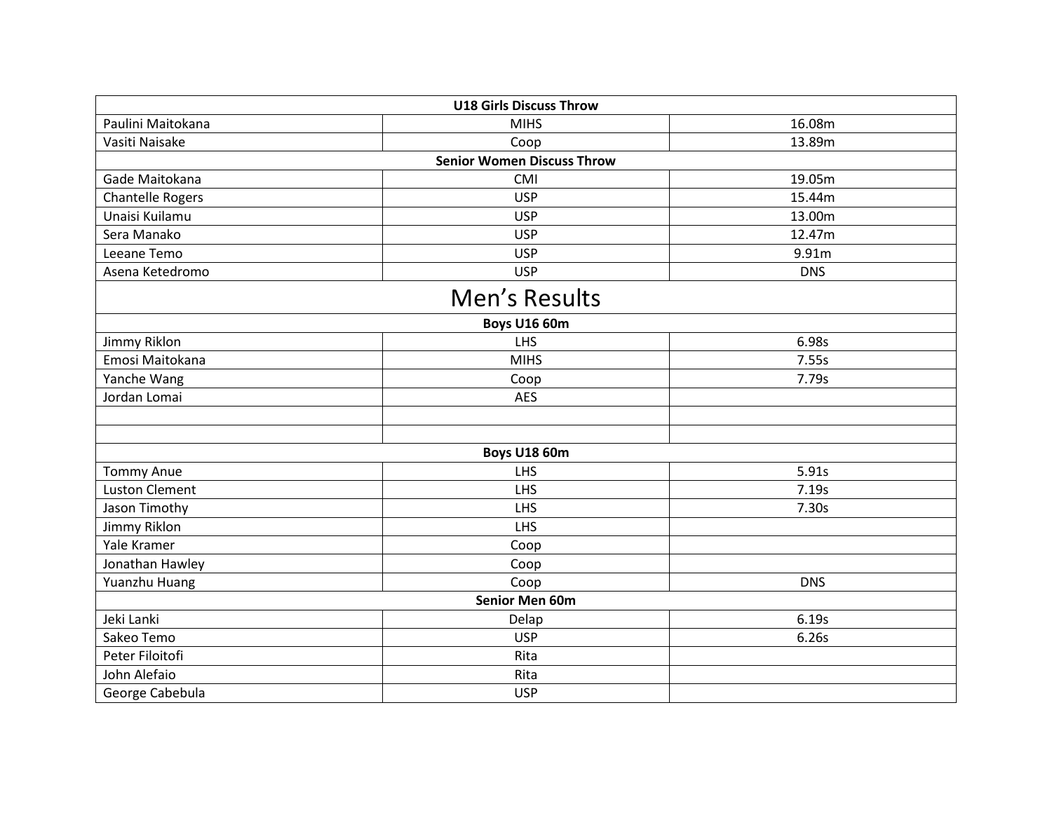| U18 Girls Discuss Throw | | |
|---|---|---|
| Paulini Maitokana | MIHS | 16.08m |
| Vasiti Naisake | Coop | 13.89m |
| **Senior Women Discuss Throw** | | |
| Gade Maitokana | CMI | 19.05m |
| Chantelle Rogers | USP | 15.44m |
| Unaisi Kuilamu | USP | 13.00m |
| Sera Manako | USP | 12.47m |
| Leeane Temo | USP | 9.91m |
| Asena Ketedromo | USP | DNS |

# Men's Results

| Boys U16 60m | | |
|---|---|---|
| Jimmy Riklon | LHS | 6.98s |
| Emosi Maitokana | MIHS | 7.55s |
| Yanche Wang | Coop | 7.79s |
| Jordan Lomai | AES | |
| | | |
| | | |
| **Boys U18 60m** | | |
| Tommy Anue | LHS | 5.91s |
| Luston Clement | LHS | 7.19s |
| Jason Timothy | LHS | 7.30s |
| Jimmy Riklon | LHS | |
| Yale Kramer | Coop | |
| Jonathan Hawley | Coop | |
| Yuanzhu Huang | Coop | DNS |
| **Senior Men 60m** | | |
| Jeki Lanki | Delap | 6.19s |
| Sakeo Temo | USP | 6.26s |
| Peter Filoitofi | Rita | |
| John Alefaio | Rita | |
| George Cabebula | USP | |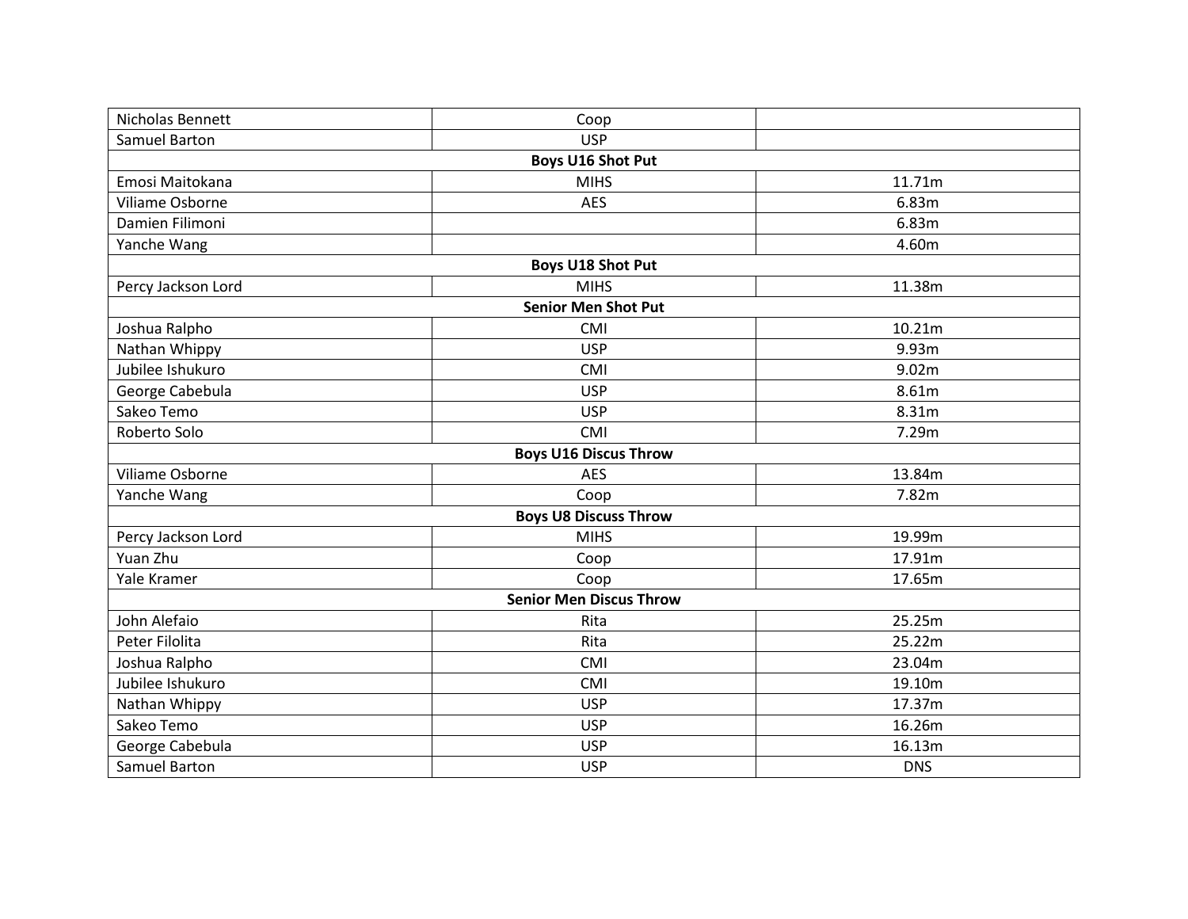| | | |
|---|---|---|
| Nicholas Bennett | Coop | |
| Samuel Barton | USP | |
| **Boys U16 Shot Put** | | |
| Emosi Maitokana | MIHS | 11.71m |
| Viliame Osborne | AES | 6.83m |
| Damien Filimoni | | 6.83m |
| Yanche Wang | | 4.60m |
| **Boys U18 Shot Put** | | |
| Percy Jackson Lord | MIHS | 11.38m |
| **Senior Men Shot Put** | | |
| Joshua Ralpho | CMI | 10.21m |
| Nathan Whippy | USP | 9.93m |
| Jubilee Ishukuro | CMI | 9.02m |
| George Cabebula | USP | 8.61m |
| Sakeo Temo | USP | 8.31m |
| Roberto Solo | CMI | 7.29m |
| **Boys U16 Discus Throw** | | |
| Viliame Osborne | AES | 13.84m |
| Yanche Wang | Coop | 7.82m |
| **Boys U8 Discuss Throw** | | |
| Percy Jackson Lord | MIHS | 19.99m |
| Yuan Zhu | Coop | 17.91m |
| Yale Kramer | Coop | 17.65m |
| **Senior Men Discus Throw** | | |
| John Alefaio | Rita | 25.25m |
| Peter Filolita | Rita | 25.22m |
| Joshua Ralpho | CMI | 23.04m |
| Jubilee Ishukuro | CMI | 19.10m |
| Nathan Whippy | USP | 17.37m |
| Sakeo Temo | USP | 16.26m |
| George Cabebula | USP | 16.13m |
| Samuel Barton | USP | DNS |